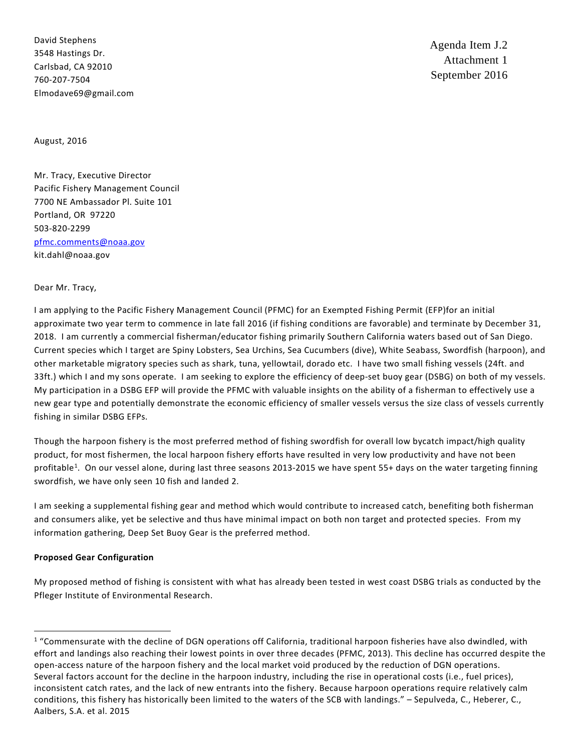David Stephens
3548 Hastings Dr.
Carlsbad, CA 92010
760-207-7504
Elmodave69@gmail.com

Agenda Item J.2
Attachment 1
September 2016

August, 2016

Mr. Tracy, Executive Director
Pacific Fishery Management Council
7700 NE Ambassador Pl. Suite 101
Portland, OR 97220
503-820-2299
pfmc.comments@noaa.gov
kit.dahl@noaa.gov

Dear Mr. Tracy,

I am applying to the Pacific Fishery Management Council (PFMC) for an Exempted Fishing Permit (EFP)for an initial approximate two year term to commence in late fall 2016 (if fishing conditions are favorable) and terminate by December 31, 2018. I am currently a commercial fisherman/educator fishing primarily Southern California waters based out of San Diego. Current species which I target are Spiny Lobsters, Sea Urchins, Sea Cucumbers (dive), White Seabass, Swordfish (harpoon), and other marketable migratory species such as shark, tuna, yellowtail, dorado etc. I have two small fishing vessels (24ft. and 33ft.) which I and my sons operate. I am seeking to explore the efficiency of deep-set buoy gear (DSBG) on both of my vessels. My participation in a DSBG EFP will provide the PFMC with valuable insights on the ability of a fisherman to effectively use a new gear type and potentially demonstrate the economic efficiency of smaller vessels versus the size class of vessels currently fishing in similar DSBG EFPs.

Though the harpoon fishery is the most preferred method of fishing swordfish for overall low bycatch impact/high quality product, for most fishermen, the local harpoon fishery efforts have resulted in very low productivity and have not been profitable[1]. On our vessel alone, during last three seasons 2013-2015 we have spent 55+ days on the water targeting finning swordfish, we have only seen 10 fish and landed 2.

I am seeking a supplemental fishing gear and method which would contribute to increased catch, benefiting both fisherman and consumers alike, yet be selective and thus have minimal impact on both non target and protected species. From my information gathering, Deep Set Buoy Gear is the preferred method.

**Proposed Gear Configuration**

My proposed method of fishing is consistent with what has already been tested in west coast DSBG trials as conducted by the Pfleger Institute of Environmental Research.

[1] "Commensurate with the decline of DGN operations off California, traditional harpoon fisheries have also dwindled, with effort and landings also reaching their lowest points in over three decades (PFMC, 2013). This decline has occurred despite the open-access nature of the harpoon fishery and the local market void produced by the reduction of DGN operations. Several factors account for the decline in the harpoon industry, including the rise in operational costs (i.e., fuel prices), inconsistent catch rates, and the lack of new entrants into the fishery. Because harpoon operations require relatively calm conditions, this fishery has historically been limited to the waters of the SCB with landings." – Sepulveda, C., Heberer, C., Aalbers, S.A. et al. 2015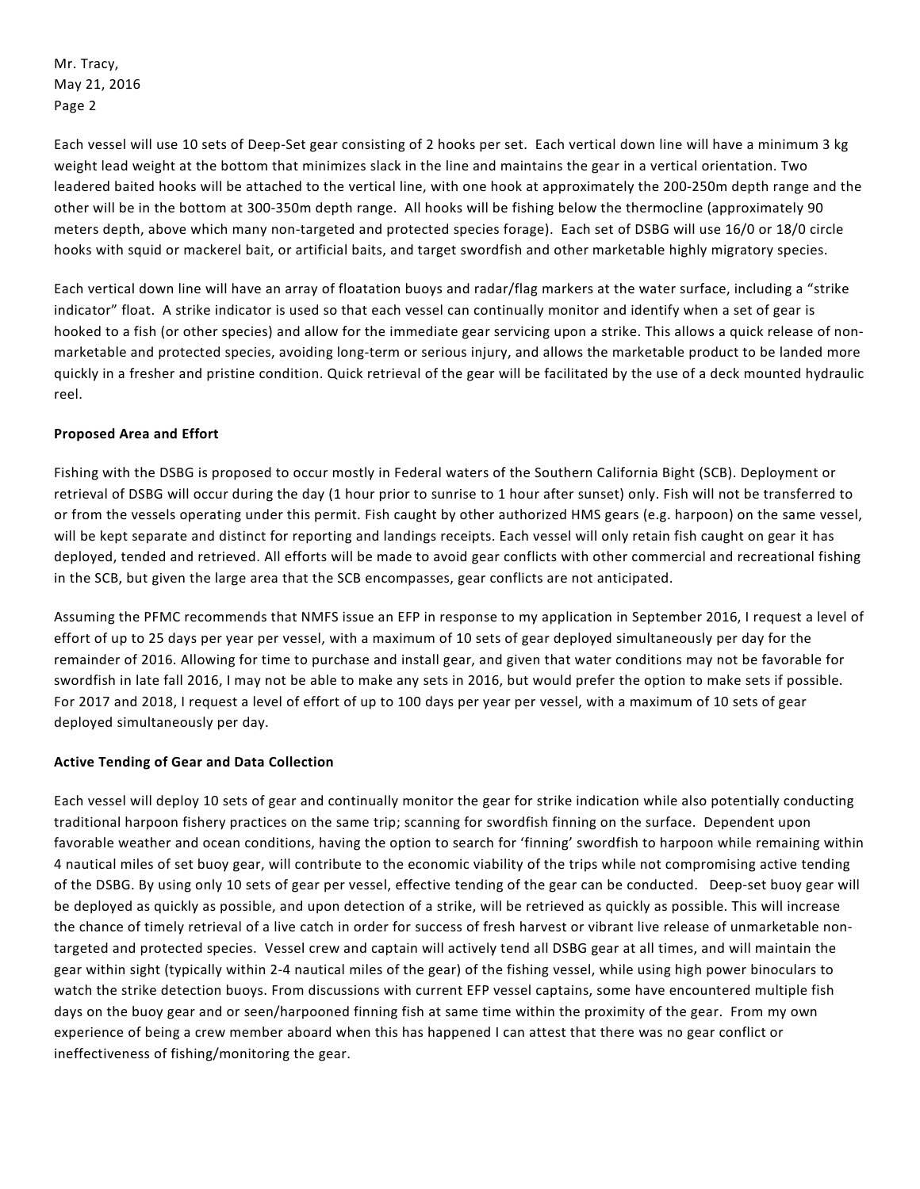Each vessel will use 10 sets of Deep-Set gear consisting of 2 hooks per set. Each vertical down line will have a minimum 3 kg weight lead weight at the bottom that minimizes slack in the line and maintains the gear in a vertical orientation. Two leadered baited hooks will be attached to the vertical line, with one hook at approximately the 200-250m depth range and the other will be in the bottom at 300-350m depth range. All hooks will be fishing below the thermocline (approximately 90 meters depth, above which many non-targeted and protected species forage). Each set of DSBG will use 16/0 or 18/0 circle hooks with squid or mackerel bait, or artificial baits, and target swordfish and other marketable highly migratory species.

Each vertical down line will have an array of floatation buoys and radar/flag markers at the water surface, including a "strike indicator" float. A strike indicator is used so that each vessel can continually monitor and identify when a set of gear is hooked to a fish (or other species) and allow for the immediate gear servicing upon a strike. This allows a quick release of non-marketable and protected species, avoiding long-term or serious injury, and allows the marketable product to be landed more quickly in a fresher and pristine condition. Quick retrieval of the gear will be facilitated by the use of a deck mounted hydraulic reel.

**Proposed Area and Effort**

Fishing with the DSBG is proposed to occur mostly in Federal waters of the Southern California Bight (SCB). Deployment or retrieval of DSBG will occur during the day (1 hour prior to sunrise to 1 hour after sunset) only. Fish will not be transferred to or from the vessels operating under this permit. Fish caught by other authorized HMS gears (e.g. harpoon) on the same vessel, will be kept separate and distinct for reporting and landings receipts. Each vessel will only retain fish caught on gear it has deployed, tended and retrieved. All efforts will be made to avoid gear conflicts with other commercial and recreational fishing in the SCB, but given the large area that the SCB encompasses, gear conflicts are not anticipated.

Assuming the PFMC recommends that NMFS issue an EFP in response to my application in September 2016, I request a level of effort of up to 25 days per year per vessel, with a maximum of 10 sets of gear deployed simultaneously per day for the remainder of 2016. Allowing for time to purchase and install gear, and given that water conditions may not be favorable for swordfish in late fall 2016, I may not be able to make any sets in 2016, but would prefer the option to make sets if possible. For 2017 and 2018, I request a level of effort of up to 100 days per year per vessel, with a maximum of 10 sets of gear deployed simultaneously per day.

**Active Tending of Gear and Data Collection**

Each vessel will deploy 10 sets of gear and continually monitor the gear for strike indication while also potentially conducting traditional harpoon fishery practices on the same trip; scanning for swordfish finning on the surface. Dependent upon favorable weather and ocean conditions, having the option to search for 'finning' swordfish to harpoon while remaining within 4 nautical miles of set buoy gear, will contribute to the economic viability of the trips while not compromising active tending of the DSBG. By using only 10 sets of gear per vessel, effective tending of the gear can be conducted. Deep-set buoy gear will be deployed as quickly as possible, and upon detection of a strike, will be retrieved as quickly as possible. This will increase the chance of timely retrieval of a live catch in order for success of fresh harvest or vibrant live release of unmarketable non-targeted and protected species. Vessel crew and captain will actively tend all DSBG gear at all times, and will maintain the gear within sight (typically within 2-4 nautical miles of the gear) of the fishing vessel, while using high power binoculars to watch the strike detection buoys. From discussions with current EFP vessel captains, some have encountered multiple fish days on the buoy gear and or seen/harpooned finning fish at same time within the proximity of the gear. From my own experience of being a crew member aboard when this has happened I can attest that there was no gear conflict or ineffectiveness of fishing/monitoring the gear.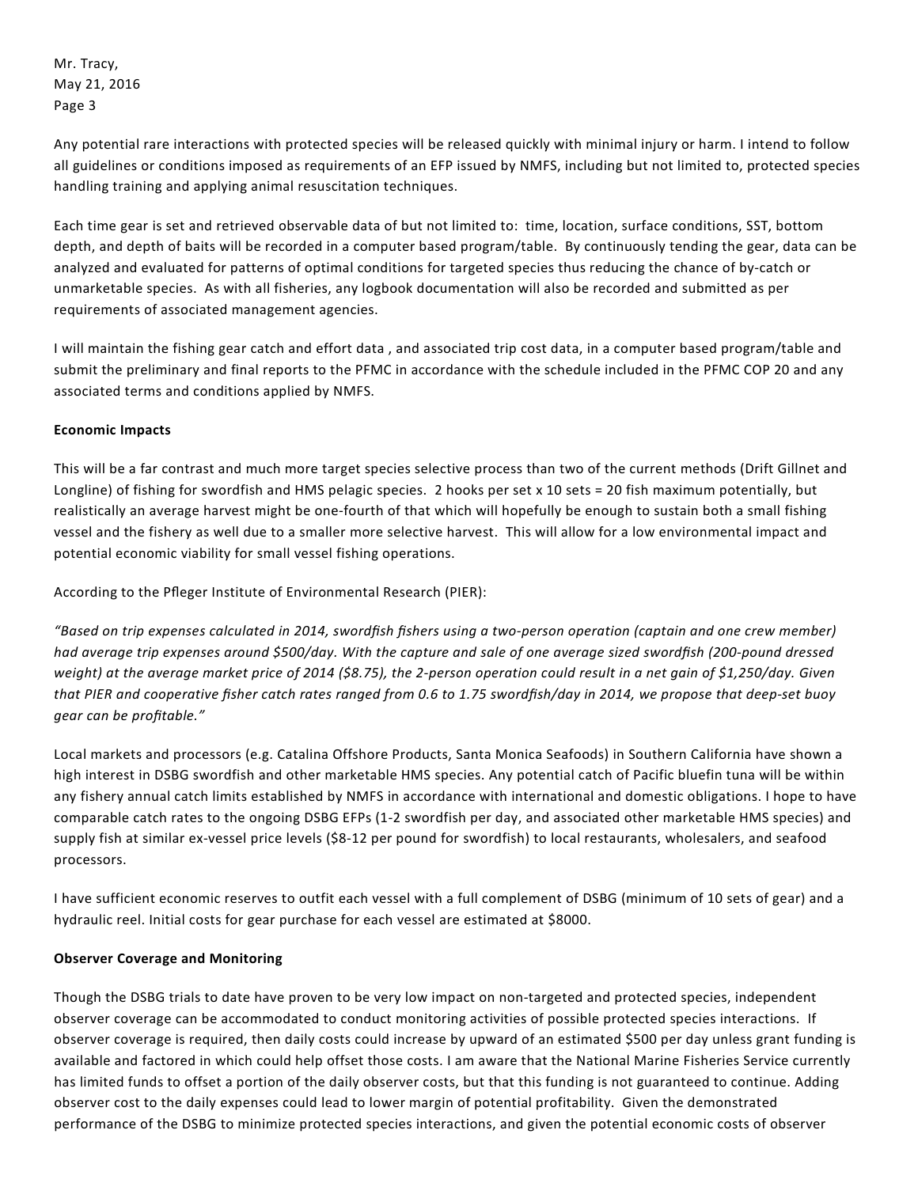Any potential rare interactions with protected species will be released quickly with minimal injury or harm. I intend to follow all guidelines or conditions imposed as requirements of an EFP issued by NMFS, including but not limited to, protected species handling training and applying animal resuscitation techniques.

Each time gear is set and retrieved observable data of but not limited to: time, location, surface conditions, SST, bottom depth, and depth of baits will be recorded in a computer based program/table. By continuously tending the gear, data can be analyzed and evaluated for patterns of optimal conditions for targeted species thus reducing the chance of by-catch or unmarketable species. As with all fisheries, any logbook documentation will also be recorded and submitted as per requirements of associated management agencies.

I will maintain the fishing gear catch and effort data , and associated trip cost data, in a computer based program/table and submit the preliminary and final reports to the PFMC in accordance with the schedule included in the PFMC COP 20 and any associated terms and conditions applied by NMFS.

**Economic Impacts**

This will be a far contrast and much more target species selective process than two of the current methods (Drift Gillnet and Longline) of fishing for swordfish and HMS pelagic species. 2 hooks per set x 10 sets = 20 fish maximum potentially, but realistically an average harvest might be one-fourth of that which will hopefully be enough to sustain both a small fishing vessel and the fishery as well due to a smaller more selective harvest. This will allow for a low environmental impact and potential economic viability for small vessel fishing operations.

According to the Pfleger Institute of Environmental Research (PIER):

*"Based on trip expenses calculated in 2014, swordfish fishers using a two-person operation (captain and one crew member) had average trip expenses around $500/day. With the capture and sale of one average sized swordfish (200-pound dressed weight) at the average market price of 2014 ($8.75), the 2-person operation could result in a net gain of $1,250/day. Given that PIER and cooperative fisher catch rates ranged from 0.6 to 1.75 swordfish/day in 2014, we propose that deep-set buoy gear can be profitable."*

Local markets and processors (e.g. Catalina Offshore Products, Santa Monica Seafoods) in Southern California have shown a high interest in DSBG swordfish and other marketable HMS species. Any potential catch of Pacific bluefin tuna will be within any fishery annual catch limits established by NMFS in accordance with international and domestic obligations. I hope to have comparable catch rates to the ongoing DSBG EFPs (1-2 swordfish per day, and associated other marketable HMS species) and supply fish at similar ex-vessel price levels ($8-12 per pound for swordfish) to local restaurants, wholesalers, and seafood processors.

I have sufficient economic reserves to outfit each vessel with a full complement of DSBG (minimum of 10 sets of gear) and a hydraulic reel. Initial costs for gear purchase for each vessel are estimated at $8000.

**Observer Coverage and Monitoring**

Though the DSBG trials to date have proven to be very low impact on non-targeted and protected species, independent observer coverage can be accommodated to conduct monitoring activities of possible protected species interactions. If observer coverage is required, then daily costs could increase by upward of an estimated $500 per day unless grant funding is available and factored in which could help offset those costs. I am aware that the National Marine Fisheries Service currently has limited funds to offset a portion of the daily observer costs, but that this funding is not guaranteed to continue. Adding observer cost to the daily expenses could lead to lower margin of potential profitability. Given the demonstrated performance of the DSBG to minimize protected species interactions, and given the potential economic costs of observer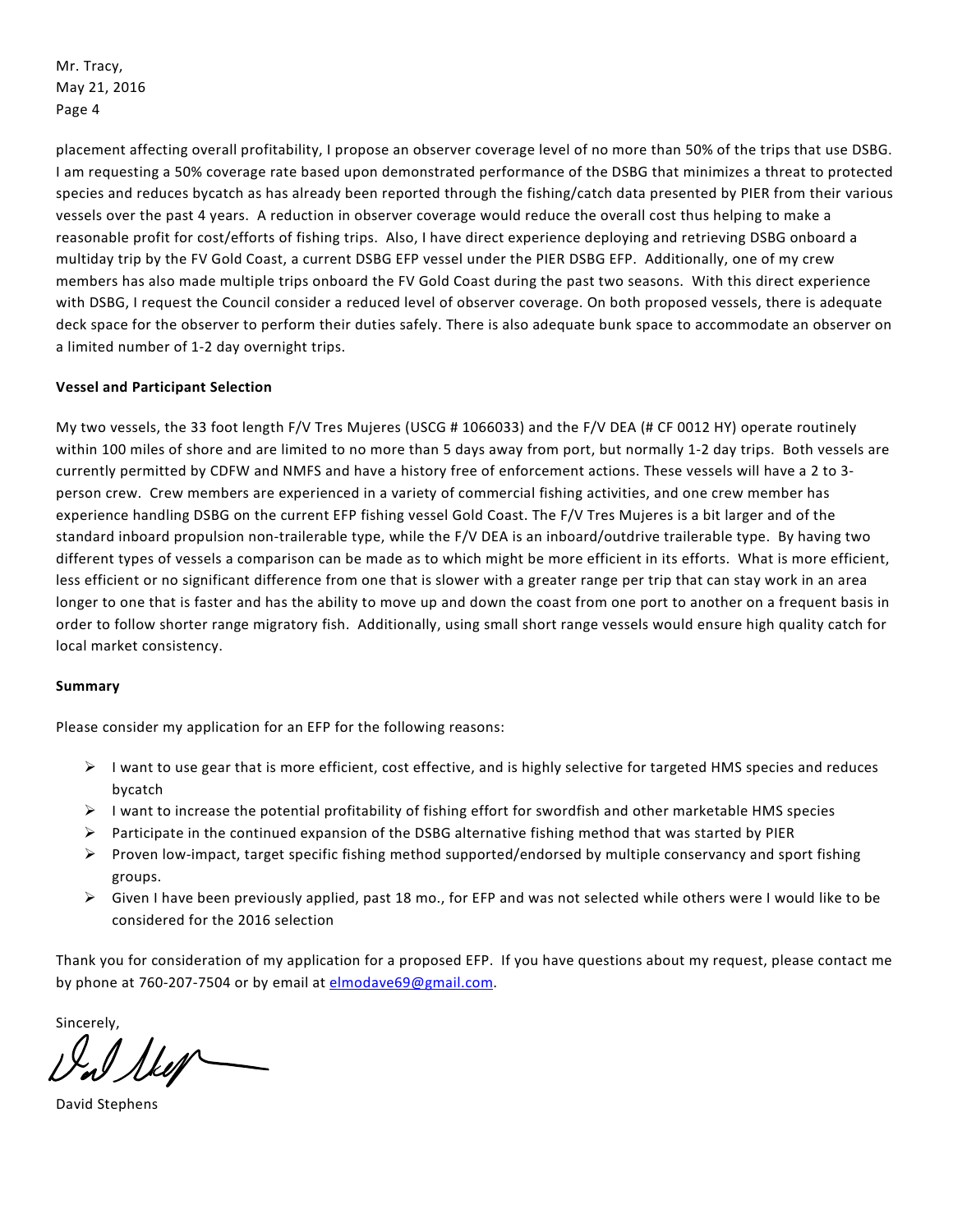placement affecting overall profitability, I propose an observer coverage level of no more than 50% of the trips that use DSBG. I am requesting a 50% coverage rate based upon demonstrated performance of the DSBG that minimizes a threat to protected species and reduces bycatch as has already been reported through the fishing/catch data presented by PIER from their various vessels over the past 4 years. A reduction in observer coverage would reduce the overall cost thus helping to make a reasonable profit for cost/efforts of fishing trips. Also, I have direct experience deploying and retrieving DSBG onboard a multiday trip by the FV Gold Coast, a current DSBG EFP vessel under the PIER DSBG EFP. Additionally, one of my crew members has also made multiple trips onboard the FV Gold Coast during the past two seasons. With this direct experience with DSBG, I request the Council consider a reduced level of observer coverage. On both proposed vessels, there is adequate deck space for the observer to perform their duties safely. There is also adequate bunk space to accommodate an observer on a limited number of 1-2 day overnight trips.

**Vessel and Participant Selection**

My two vessels, the 33 foot length F/V Tres Mujeres (USCG # 1066033) and the F/V DEA (# CF 0012 HY) operate routinely within 100 miles of shore and are limited to no more than 5 days away from port, but normally 1-2 day trips. Both vessels are currently permitted by CDFW and NMFS and have a history free of enforcement actions. These vessels will have a 2 to 3-person crew. Crew members are experienced in a variety of commercial fishing activities, and one crew member has experience handling DSBG on the current EFP fishing vessel Gold Coast. The F/V Tres Mujeres is a bit larger and of the standard inboard propulsion non-trailerable type, while the F/V DEA is an inboard/outdrive trailerable type. By having two different types of vessels a comparison can be made as to which might be more efficient in its efforts. What is more efficient, less efficient or no significant difference from one that is slower with a greater range per trip that can stay work in an area longer to one that is faster and has the ability to move up and down the coast from one port to another on a frequent basis in order to follow shorter range migratory fish. Additionally, using small short range vessels would ensure high quality catch for local market consistency.

**Summary**

Please consider my application for an EFP for the following reasons:

- I want to use gear that is more efficient, cost effective, and is highly selective for targeted HMS species and reduces bycatch
- I want to increase the potential profitability of fishing effort for swordfish and other marketable HMS species
- Participate in the continued expansion of the DSBG alternative fishing method that was started by PIER
- Proven low-impact, target specific fishing method supported/endorsed by multiple conservancy and sport fishing groups.
- Given I have been previously applied, past 18 mo., for EFP and was not selected while others were I would like to be considered for the 2016 selection

Thank you for consideration of my application for a proposed EFP. If you have questions about my request, please contact me by phone at 760-207-7504 or by email at elmodave69@gmail.com.

Sincerely,

David Stephens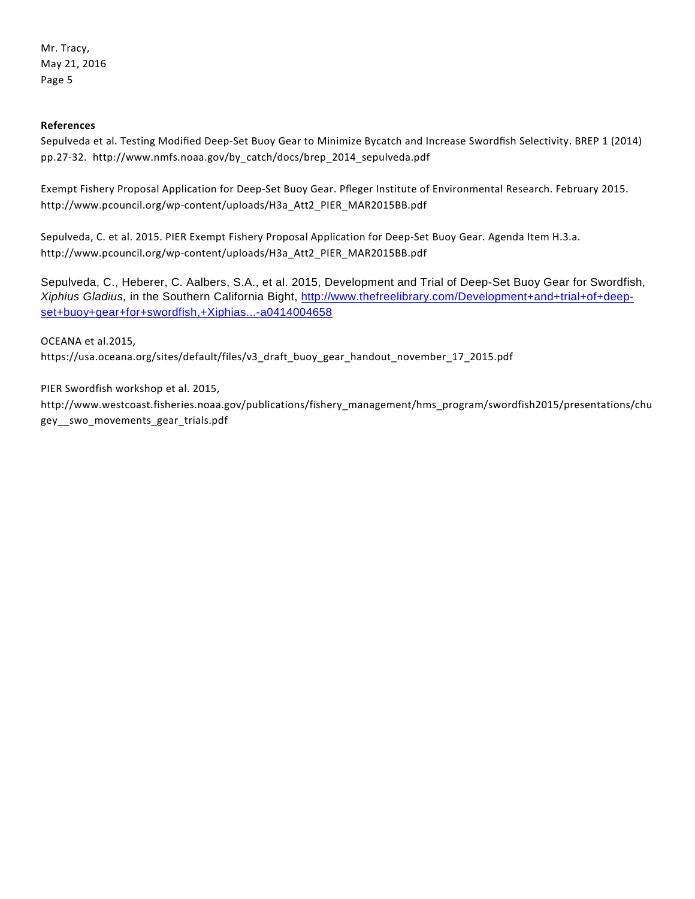**References**

Sepulveda et al. Testing Modified Deep-Set Buoy Gear to Minimize Bycatch and Increase Swordfish Selectivity. BREP 1 (2014) pp.27-32. http://www.nmfs.noaa.gov/by_catch/docs/brep_2014_sepulveda.pdf

Exempt Fishery Proposal Application for Deep-Set Buoy Gear. Pfleger Institute of Environmental Research. February 2015. http://www.pcouncil.org/wp-content/uploads/H3a_Att2_PIER_MAR2015BB.pdf

Sepulveda, C. et al. 2015. PIER Exempt Fishery Proposal Application for Deep-Set Buoy Gear. Agenda Item H.3.a. http://www.pcouncil.org/wp-content/uploads/H3a_Att2_PIER_MAR2015BB.pdf

Sepulveda, C., Heberer, C. Aalbers, S.A., et al. 2015, Development and Trial of Deep-Set Buoy Gear for Swordfish, *Xiphius Gladius,* in the Southern California Bight, http://www.thefreelibrary.com/Development+and+trial+of+deep-set+buoy+gear+for+swordfish,+Xiphias...-a0414004658

OCEANA et al.2015, https://usa.oceana.org/sites/default/files/v3_draft_buoy_gear_handout_november_17_2015.pdf

PIER Swordfish workshop et al. 2015, http://www.westcoast.fisheries.noaa.gov/publications/fishery_management/hms_program/swordfish2015/presentations/chugey__swo_movements_gear_trials.pdf